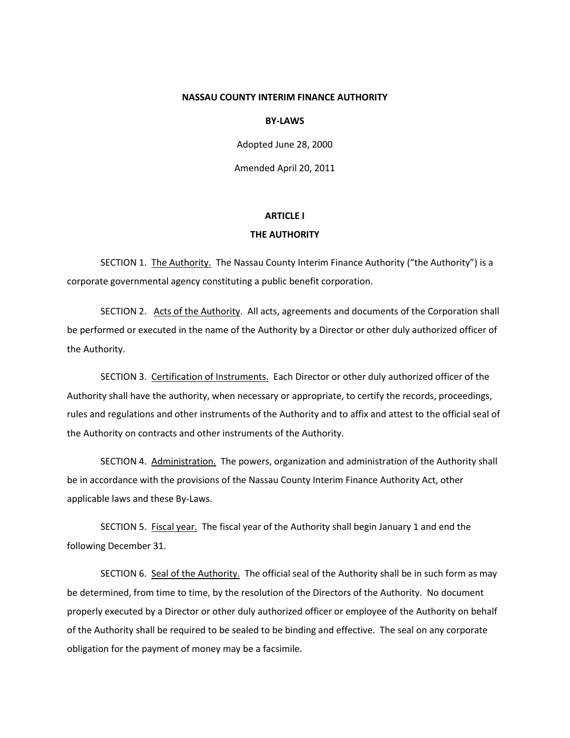**NASSAU COUNTY INTERIM FINANCE AUTHORITY**

**BY-LAWS**

Adopted June 28, 2000

Amended April 20, 2011

## ARTICLE I
## THE AUTHORITY

SECTION 1. <u>The Authority.</u> The Nassau County Interim Finance Authority ("the Authority") is a corporate governmental agency constituting a public benefit corporation.

SECTION 2. <u>Acts of the Authority</u>. All acts, agreements and documents of the Corporation shall be performed or executed in the name of the Authority by a Director or other duly authorized officer of the Authority.

SECTION 3. <u>Certification of Instruments.</u> Each Director or other duly authorized officer of the Authority shall have the authority, when necessary or appropriate, to certify the records, proceedings, rules and regulations and other instruments of the Authority and to affix and attest to the official seal of the Authority on contracts and other instruments of the Authority.

SECTION 4. <u>Administration.</u> The powers, organization and administration of the Authority shall be in accordance with the provisions of the Nassau County Interim Finance Authority Act, other applicable laws and these By-Laws.

SECTION 5. <u>Fiscal year.</u> The fiscal year of the Authority shall begin January 1 and end the following December 31.

SECTION 6. <u>Seal of the Authority.</u> The official seal of the Authority shall be in such form as may be determined, from time to time, by the resolution of the Directors of the Authority. No document properly executed by a Director or other duly authorized officer or employee of the Authority on behalf of the Authority shall be required to be sealed to be binding and effective. The seal on any corporate obligation for the payment of money may be a facsimile.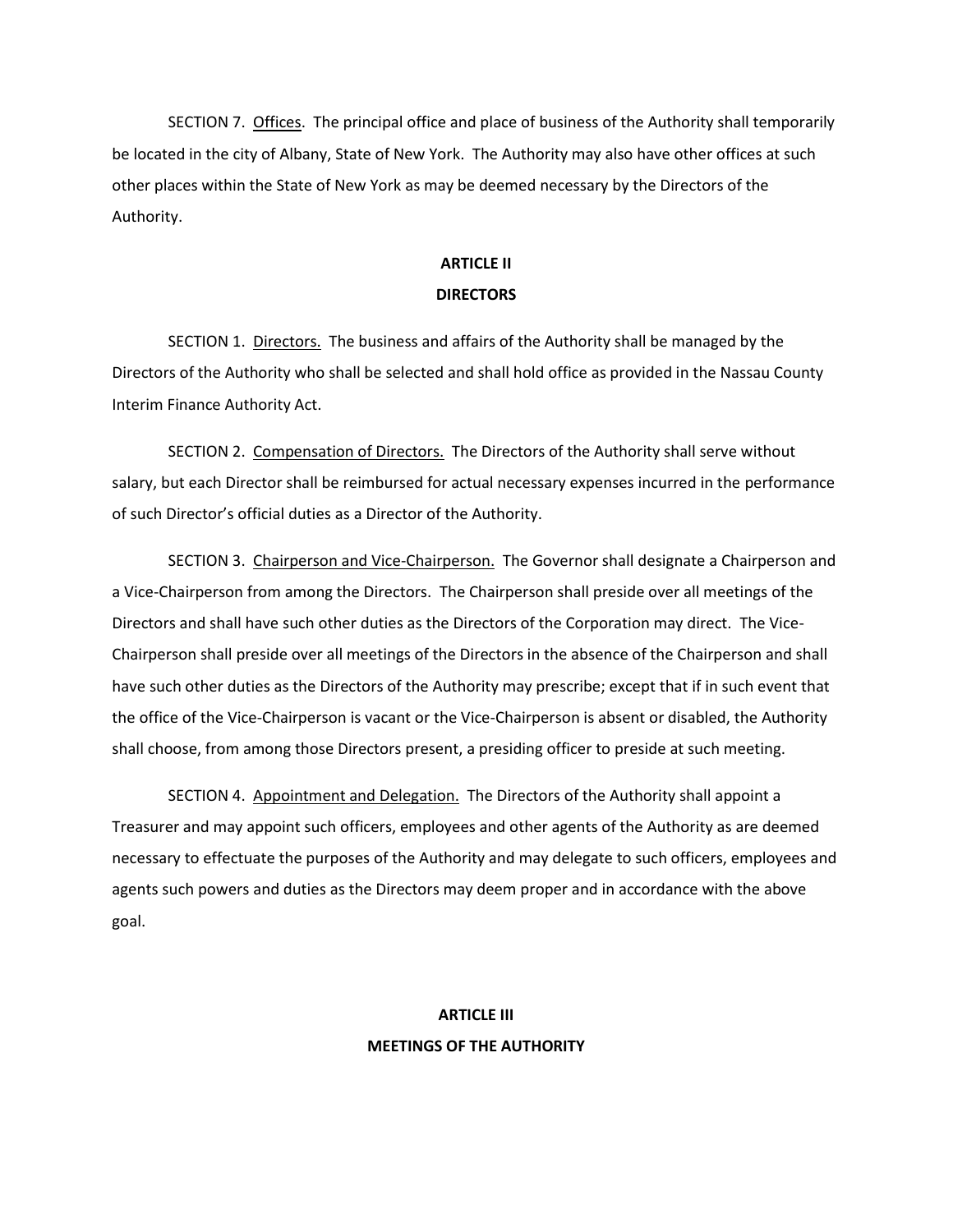SECTION 7. Offices. The principal office and place of business of the Authority shall temporarily be located in the city of Albany, State of New York. The Authority may also have other offices at such other places within the State of New York as may be deemed necessary by the Directors of the Authority.

## ARTICLE II

## DIRECTORS

SECTION 1. Directors. The business and affairs of the Authority shall be managed by the Directors of the Authority who shall be selected and shall hold office as provided in the Nassau County Interim Finance Authority Act.

SECTION 2. Compensation of Directors. The Directors of the Authority shall serve without salary, but each Director shall be reimbursed for actual necessary expenses incurred in the performance of such Director's official duties as a Director of the Authority.

SECTION 3. Chairperson and Vice-Chairperson. The Governor shall designate a Chairperson and a Vice-Chairperson from among the Directors. The Chairperson shall preside over all meetings of the Directors and shall have such other duties as the Directors of the Corporation may direct. The Vice-Chairperson shall preside over all meetings of the Directors in the absence of the Chairperson and shall have such other duties as the Directors of the Authority may prescribe; except that if in such event that the office of the Vice-Chairperson is vacant or the Vice-Chairperson is absent or disabled, the Authority shall choose, from among those Directors present, a presiding officer to preside at such meeting.

SECTION 4. Appointment and Delegation. The Directors of the Authority shall appoint a Treasurer and may appoint such officers, employees and other agents of the Authority as are deemed necessary to effectuate the purposes of the Authority and may delegate to such officers, employees and agents such powers and duties as the Directors may deem proper and in accordance with the above goal.

## ARTICLE III

## MEETINGS OF THE AUTHORITY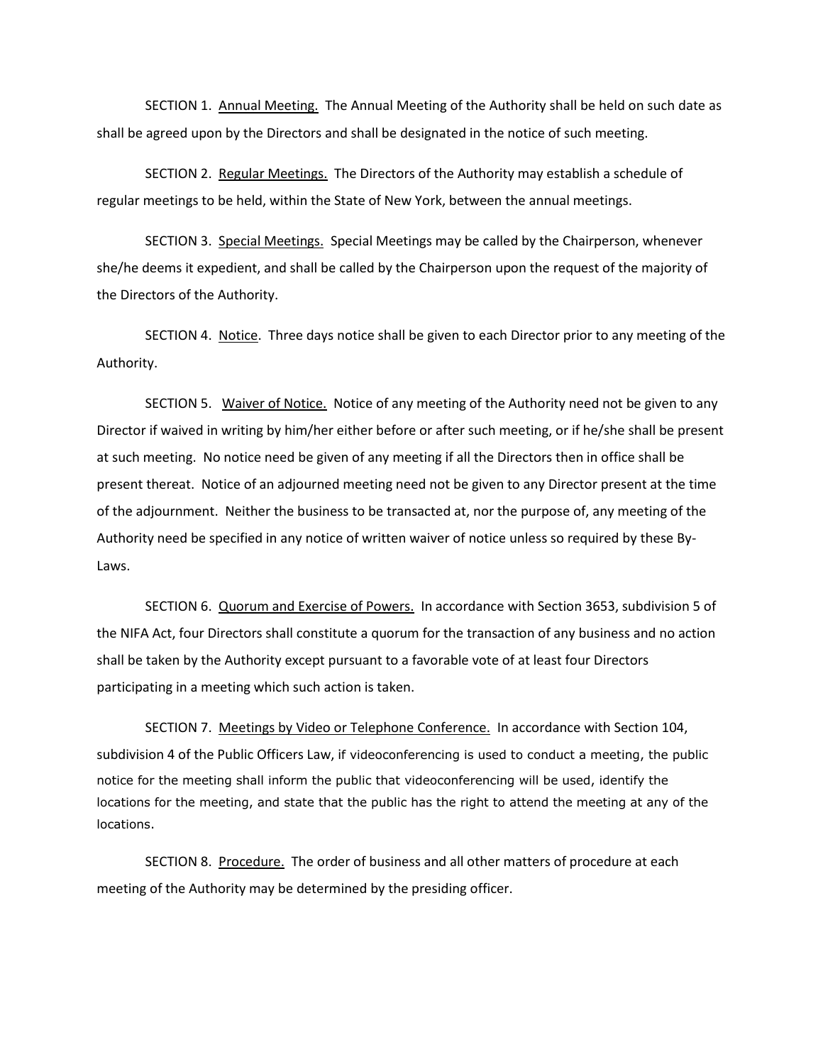SECTION 1. <u>Annual Meeting.</u> The Annual Meeting of the Authority shall be held on such date as shall be agreed upon by the Directors and shall be designated in the notice of such meeting.

SECTION 2. <u>Regular Meetings.</u> The Directors of the Authority may establish a schedule of regular meetings to be held, within the State of New York, between the annual meetings.

SECTION 3. <u>Special Meetings.</u> Special Meetings may be called by the Chairperson, whenever she/he deems it expedient, and shall be called by the Chairperson upon the request of the majority of the Directors of the Authority.

SECTION 4. <u>Notice</u>. Three days notice shall be given to each Director prior to any meeting of the Authority.

SECTION 5. <u>Waiver of Notice.</u> Notice of any meeting of the Authority need not be given to any Director if waived in writing by him/her either before or after such meeting, or if he/she shall be present at such meeting. No notice need be given of any meeting if all the Directors then in office shall be present thereat. Notice of an adjourned meeting need not be given to any Director present at the time of the adjournment. Neither the business to be transacted at, nor the purpose of, any meeting of the Authority need be specified in any notice of written waiver of notice unless so required by these By-Laws.

SECTION 6. <u>Quorum and Exercise of Powers.</u> In accordance with Section 3653, subdivision 5 of the NIFA Act, four Directors shall constitute a quorum for the transaction of any business and no action shall be taken by the Authority except pursuant to a favorable vote of at least four Directors participating in a meeting which such action is taken.

SECTION 7. <u>Meetings by Video or Telephone Conference.</u> In accordance with Section 104, subdivision 4 of the Public Officers Law, if videoconferencing is used to conduct a meeting, the public notice for the meeting shall inform the public that videoconferencing will be used, identify the locations for the meeting, and state that the public has the right to attend the meeting at any of the locations.

SECTION 8. <u>Procedure.</u> The order of business and all other matters of procedure at each meeting of the Authority may be determined by the presiding officer.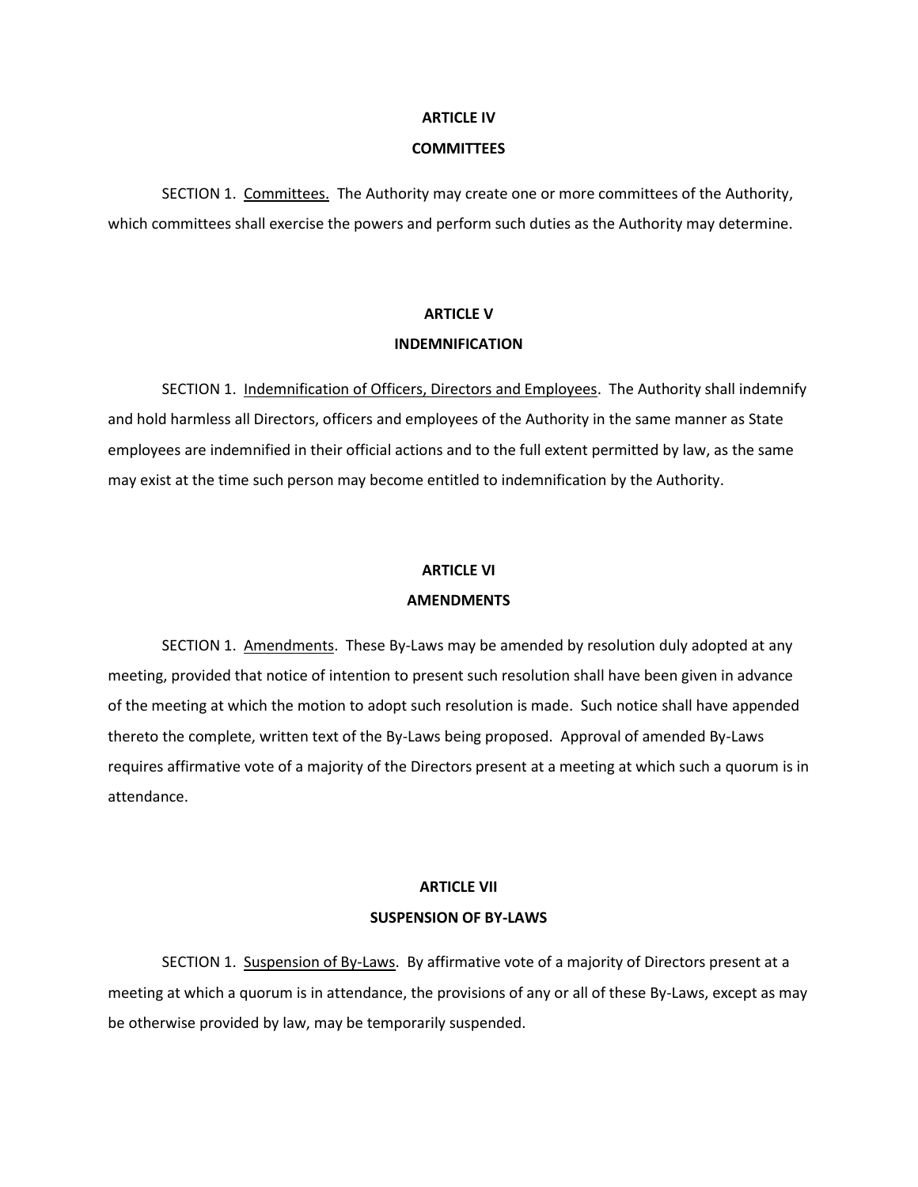## ARTICLE IV

## COMMITTEES

SECTION 1. Committees. The Authority may create one or more committees of the Authority, which committees shall exercise the powers and perform such duties as the Authority may determine.

## ARTICLE V

## INDEMNIFICATION

SECTION 1. Indemnification of Officers, Directors and Employees. The Authority shall indemnify and hold harmless all Directors, officers and employees of the Authority in the same manner as State employees are indemnified in their official actions and to the full extent permitted by law, as the same may exist at the time such person may become entitled to indemnification by the Authority.

## ARTICLE VI

## AMENDMENTS

SECTION 1. Amendments. These By-Laws may be amended by resolution duly adopted at any meeting, provided that notice of intention to present such resolution shall have been given in advance of the meeting at which the motion to adopt such resolution is made. Such notice shall have appended thereto the complete, written text of the By-Laws being proposed. Approval of amended By-Laws requires affirmative vote of a majority of the Directors present at a meeting at which such a quorum is in attendance.

## ARTICLE VII

## SUSPENSION OF BY-LAWS

SECTION 1. Suspension of By-Laws. By affirmative vote of a majority of Directors present at a meeting at which a quorum is in attendance, the provisions of any or all of these By-Laws, except as may be otherwise provided by law, may be temporarily suspended.